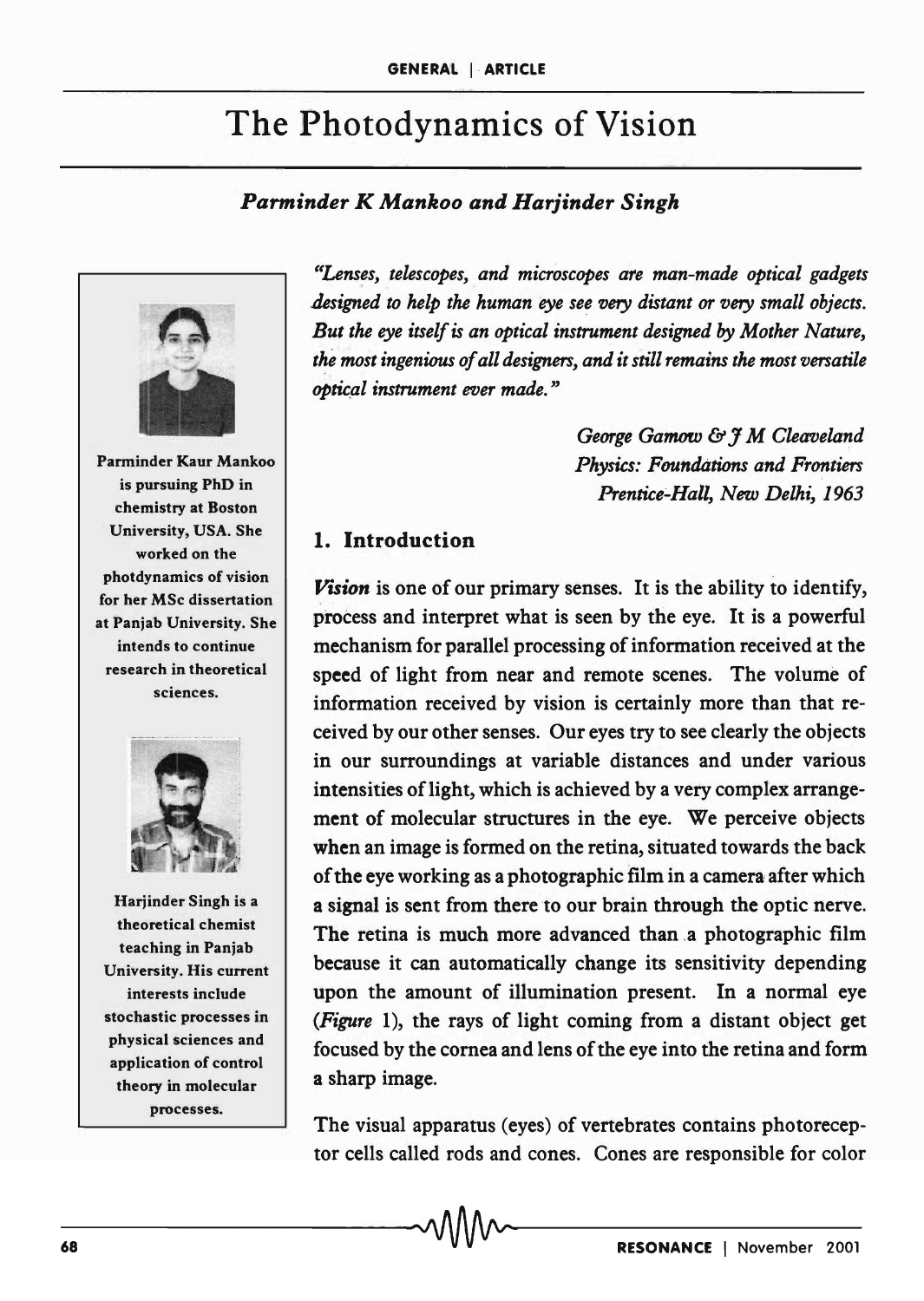# The Photodynamics of Vision

***Parminder K Mankoo and Harjinder Singh***

Parminder Kaur Mankoo is pursuing PhD in chemistry at Boston University, USA. She worked on the photdynamics of vision for her MSc dissertation at Panjab University. She intends to continue research in theoretical sciences.

Harjinder Singh is a theoretical chemist teaching in Panjab University. His current interests include stochastic processes in physical sciences and application of control theory in molecular processes.

*"Lenses, telescopes, and microscopes are man-made optical gadgets designed to help the human eye see very distant or very small objects. But the eye itself is an optical instrument designed by Mother Nature, the most ingenious of all designers, and it still remains the most versatile optical instrument ever made."*

*George Gamow & J M Cleaveland*
*Physics: Foundations and Frontiers*
*Prentice-Hall, New Delhi, 1963*

## 1. Introduction

***Vision*** is one of our primary senses. It is the ability to identify, process and interpret what is seen by the eye. It is a powerful mechanism for parallel processing of information received at the speed of light from near and remote scenes. The volume of information received by vision is certainly more than that received by our other senses. Our eyes try to see clearly the objects in our surroundings at variable distances and under various intensities of light, which is achieved by a very complex arrangement of molecular structures in the eye. We perceive objects when an image is formed on the retina, situated towards the back of the eye working as a photographic film in a camera after which a signal is sent from there to our brain through the optic nerve. The retina is much more advanced than a photographic film because it can automatically change its sensitivity depending upon the amount of illumination present. In a normal eye (*Figure* 1), the rays of light coming from a distant object get focused by the cornea and lens of the eye into the retina and form a sharp image.

The visual apparatus (eyes) of vertebrates contains photoreceptor cells called rods and cones. Cones are responsible for color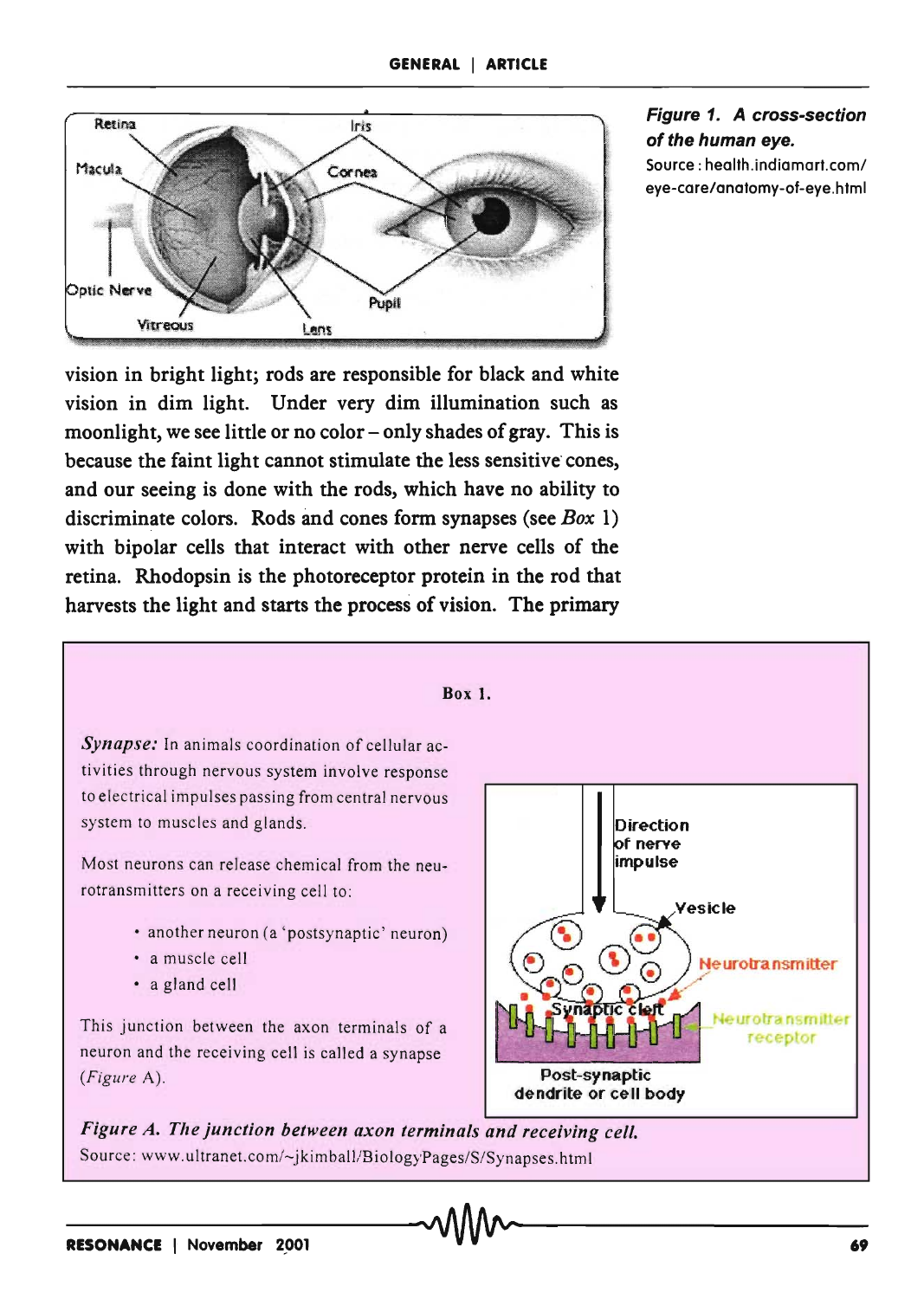Figure 1. A cross-section of the human eye.

Source : health.indiamart.com/eye-care/anatomy-of-eye.html

vision in bright light; rods are responsible for black and white vision in dim light. Under very dim illumination such as moonlight, we see little or no color – only shades of gray. This is because the faint light cannot stimulate the less sensitive cones, and our seeing is done with the rods, which have no ability to discriminate colors. Rods and cones form synapses (see *Box* 1) with bipolar cells that interact with other nerve cells of the retina. Rhodopsin is the photoreceptor protein in the rod that harvests the light and starts the process of vision. The primary

**Box 1.**

*Synapse:* In animals coordination of cellular activities through nervous system involve response to electrical impulses passing from central nervous system to muscles and glands.

Most neurons can release chemical from the neurotransmitters on a receiving cell to:

- another neuron (a 'postsynaptic' neuron)
- a muscle cell
- a gland cell

This junction between the axon terminals of a neuron and the receiving cell is called a synapse (*Figure* A).

*Figure A. The junction between axon terminals and receiving cell.*

Source: www.ultranet.com/~jkimball/BiologyPages/S/Synapses.html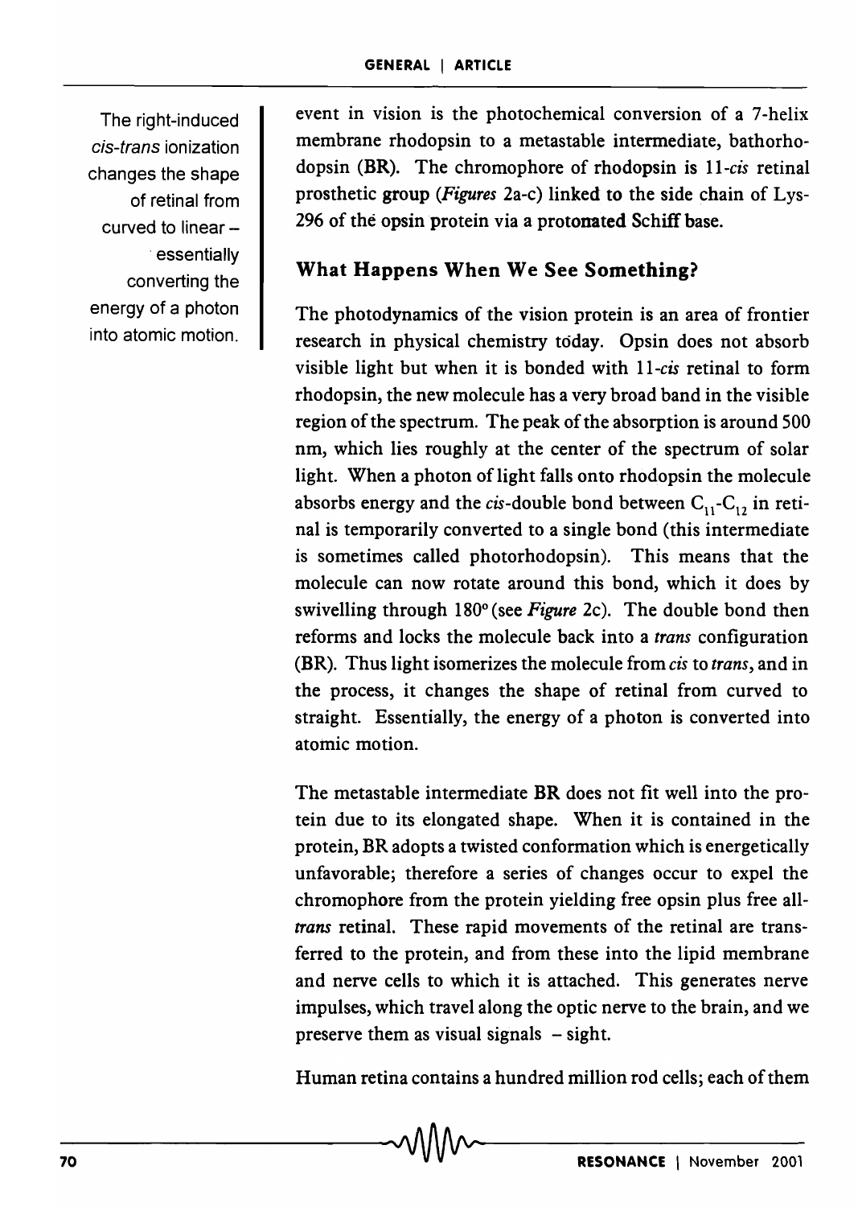The right-induced *cis-trans* ionization changes the shape of retinal from curved to linear – essentially converting the energy of a photon into atomic motion.

event in vision is the photochemical conversion of a 7-helix membrane rhodopsin to a metastable intermediate, bathorhodopsin (BR). The chromophore of rhodopsin is 11-*cis* retinal prosthetic group (*Figures* 2a-c) linked to the side chain of Lys-296 of the opsin protein via a protonated Schiff base.

## What Happens When We See Something?

The photodynamics of the vision protein is an area of frontier research in physical chemistry today. Opsin does not absorb visible light but when it is bonded with 11-*cis* retinal to form rhodopsin, the new molecule has a very broad band in the visible region of the spectrum. The peak of the absorption is around 500 nm, which lies roughly at the center of the spectrum of solar light. When a photon of light falls onto rhodopsin the molecule absorbs energy and the *cis*-double bond between $C_{11}$-$C_{12}$ in retinal is temporarily converted to a single bond (this intermediate is sometimes called photorhodopsin). This means that the molecule can now rotate around this bond, which it does by swivelling through 180° (see *Figure* 2c). The double bond then reforms and locks the molecule back into a *trans* configuration (BR). Thus light isomerizes the molecule from *cis* to *trans*, and in the process, it changes the shape of retinal from curved to straight. Essentially, the energy of a photon is converted into atomic motion.

The metastable intermediate BR does not fit well into the protein due to its elongated shape. When it is contained in the protein, BR adopts a twisted conformation which is energetically unfavorable; therefore a series of changes occur to expel the chromophore from the protein yielding free opsin plus free all-*trans* retinal. These rapid movements of the retinal are transferred to the protein, and from these into the lipid membrane and nerve cells to which it is attached. This generates nerve impulses, which travel along the optic nerve to the brain, and we preserve them as visual signals – sight.

Human retina contains a hundred million rod cells; each of them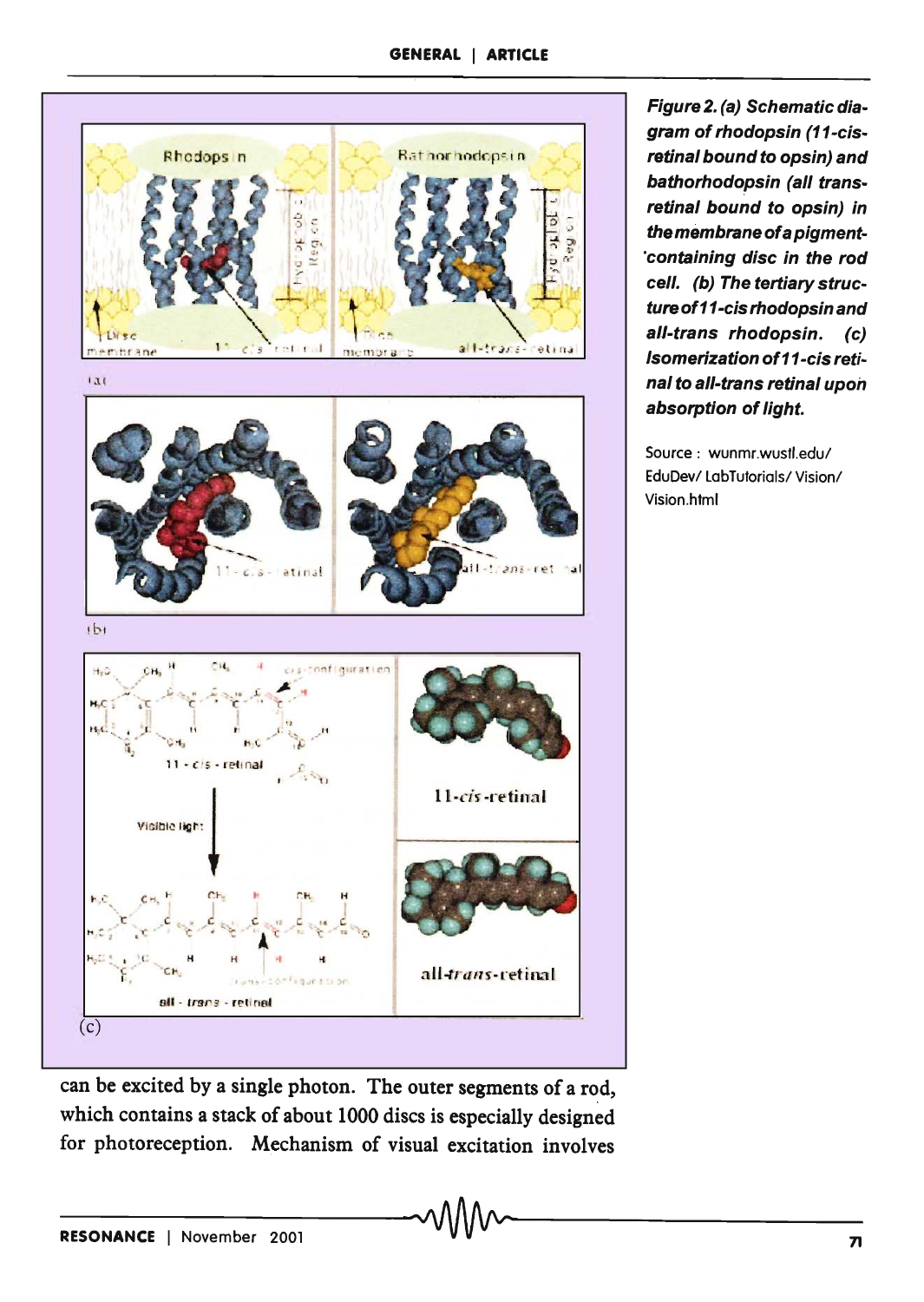*Figure 2. (a) Schematic diagram of rhodopsin (11-cis-retinal bound to opsin) and bathorhodopsin (all trans-retinal bound to opsin) in the membrane of a pigment-containing disc in the rod cell. (b) The tertiary structure of 11-cis rhodopsin and all-trans rhodopsin. (c) Isomerization of 11-cis retinal to all-trans retinal upon absorption of light.*

Source : wunmr.wustl.edu/ EduDev/ LabTutorials/ Vision/ Vision.html

can be excited by a single photon. The outer segments of a rod, which contains a stack of about 1000 discs is especially designed for photoreception. Mechanism of visual excitation involves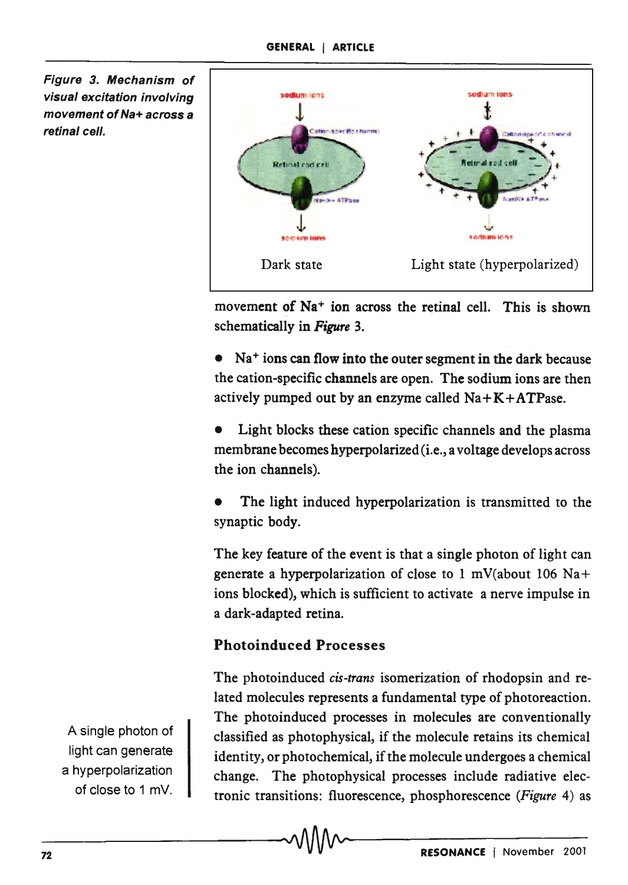*Figure 3. Mechanism of visual excitation involving movement of Na+ across a retinal cell.*

Dark state Light state (hyperpolarized)

movement of $Na^+$ ion across the retinal cell. This is shown schematically in *Figure* 3.

- $Na^+$ ions can flow into the outer segment in the dark because the cation-specific channels are open. The sodium ions are then actively pumped out by an enzyme called Na+K+ATPase.

- Light blocks these cation specific channels and the plasma membrane becomes hyperpolarized (i.e., a voltage develops across the ion channels).

- The light induced hyperpolarization is transmitted to the synaptic body.

The key feature of the event is that a single photon of light can generate a hyperpolarization of close to 1 mV(about 106 Na+ ions blocked), which is sufficient to activate a nerve impulse in a dark-adapted retina.

A single photon of light can generate a hyperpolarization of close to 1 mV.

### Photoinduced Processes

The photoinduced *cis-trans* isomerization of rhodopsin and related molecules represents a fundamental type of photoreaction. The photoinduced processes in molecules are conventionally classified as photophysical, if the molecule retains its chemical identity, or photochemical, if the molecule undergoes a chemical change. The photophysical processes include radiative electronic transitions: fluorescence, phosphorescence (*Figure* 4) as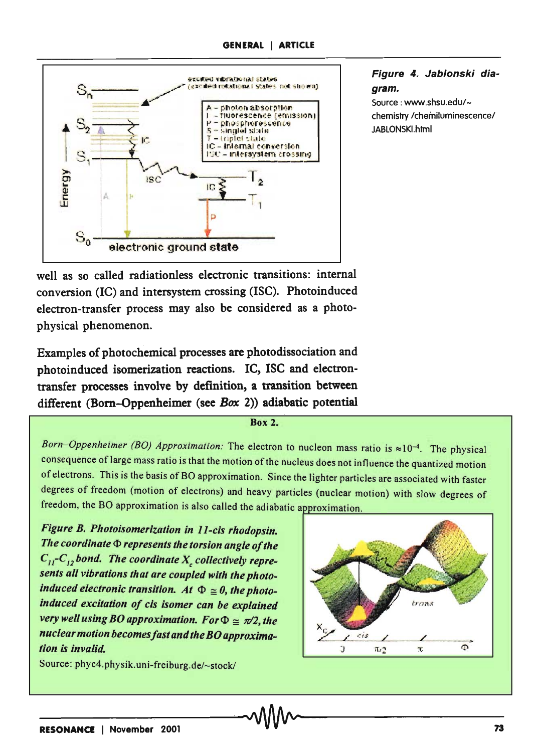*Figure 4. Jablonski diagram.*

Source : www.shsu.edu/~chemistry /chemiluminescence/JABLONSKI.html

well as so called radiationless electronic transitions: internal conversion (IC) and intersystem crossing (ISC). Photoinduced electron-transfer process may also be considered as a photophysical phenomenon.

Examples of photochemical processes are photodissociation and photoinduced isomerization reactions. IC, ISC and electron-transfer processes involve by definition, a transition between different (Born–Oppenheimer (see *Box* 2)) adiabatic potential

**Box 2.**

*Born–Oppenheimer (BO) Approximation:* The electron to nucleon mass ratio is $\approx 10^{-4}$. The physical consequence of large mass ratio is that the motion of the nucleus does not influence the quantized motion of electrons. This is the basis of BO approximation. Since the lighter particles are associated with faster degrees of freedom (motion of electrons) and heavy particles (nuclear motion) with slow degrees of freedom, the BO approximation is also called the adiabatic approximation.

***Figure B. Photoisomerization in 11-cis rhodopsin. The coordinate $\Phi$ represents the torsion angle of the $C_{11}$-$C_{12}$ bond. The coordinate $X_c$ collectively represents all vibrations that are coupled with the photoinduced electronic transition. At $\Phi \cong 0$, the photoinduced excitation of cis isomer can be explained very well using BO approximation. For $\Phi \cong \pi/2$, the nuclear motion becomes fast and the BO approximation is invalid.***

Source: phyc4.physik.uni-freiburg.de/~stock/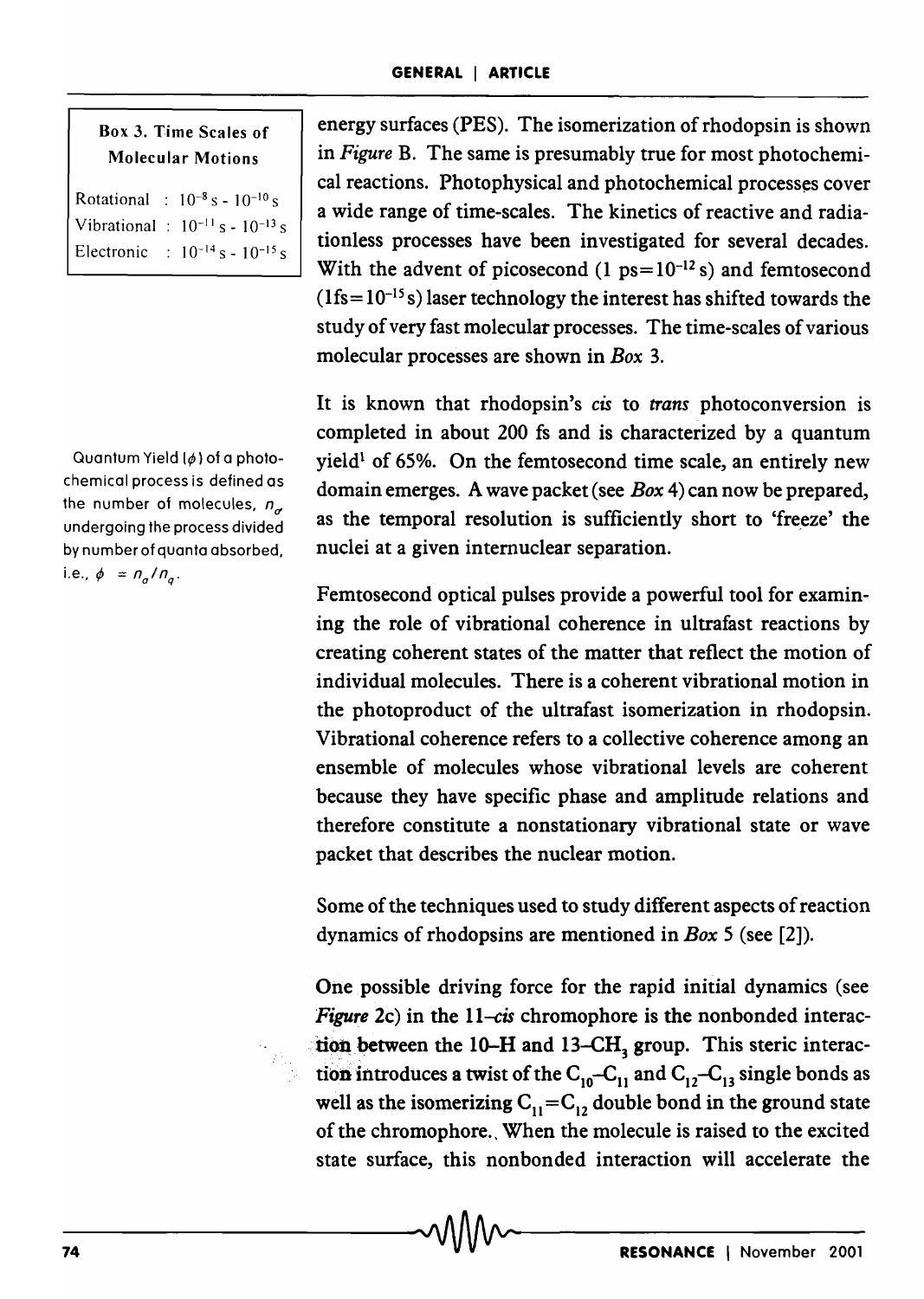**Box 3. Time Scales of Molecular Motions**

| | |
|---|---|
| Rotational | : $10^{-8}$ s - $10^{-10}$ s |
| Vibrational | : $10^{-11}$ s - $10^{-13}$ s |
| Electronic | : $10^{-14}$ s - $10^{-15}$ s |

energy surfaces (PES). The isomerization of rhodopsin is shown in *Figure* B. The same is presumably true for most photochemical reactions. Photophysical and photochemical processes cover a wide range of time-scales. The kinetics of reactive and radiationless processes have been investigated for several decades. With the advent of picosecond (1 ps=$10^{-12}$ s) and femtosecond (1fs=$10^{-15}$ s) laser technology the interest has shifted towards the study of very fast molecular processes. The time-scales of various molecular processes are shown in *Box* 3.

It is known that rhodopsin's *cis* to *trans* photoconversion is completed in about 200 fs and is characterized by a quantum yield[1] of 65%. On the femtosecond time scale, an entirely new domain emerges. A wave packet (see *Box* 4) can now be prepared, as the temporal resolution is sufficiently short to 'freeze' the nuclei at a given internuclear separation.

Quantum Yield ($\phi$) of a photochemical process is defined as the number of molecules, $n_\sigma$, undergoing the process divided by number of quanta absorbed, i.e., $\phi = n_\sigma / n_q$.

Femtosecond optical pulses provide a powerful tool for examining the role of vibrational coherence in ultrafast reactions by creating coherent states of the matter that reflect the motion of individual molecules. There is a coherent vibrational motion in the photoproduct of the ultrafast isomerization in rhodopsin. Vibrational coherence refers to a collective coherence among an ensemble of molecules whose vibrational levels are coherent because they have specific phase and amplitude relations and therefore constitute a nonstationary vibrational state or wave packet that describes the nuclear motion.

Some of the techniques used to study different aspects of reaction dynamics of rhodopsins are mentioned in *Box* 5 (see [2]).

One possible driving force for the rapid initial dynamics (see *Figure* 2c) in the 11–*cis* chromophore is the nonbonded interaction between the 10–H and 13–$CH_3$ group. This steric interaction introduces a twist of the $C_{10}$–$C_{11}$ and $C_{12}$–$C_{13}$ single bonds as well as the isomerizing $C_{11}$=$C_{12}$ double bond in the ground state of the chromophore. When the molecule is raised to the excited state surface, this nonbonded interaction will accelerate the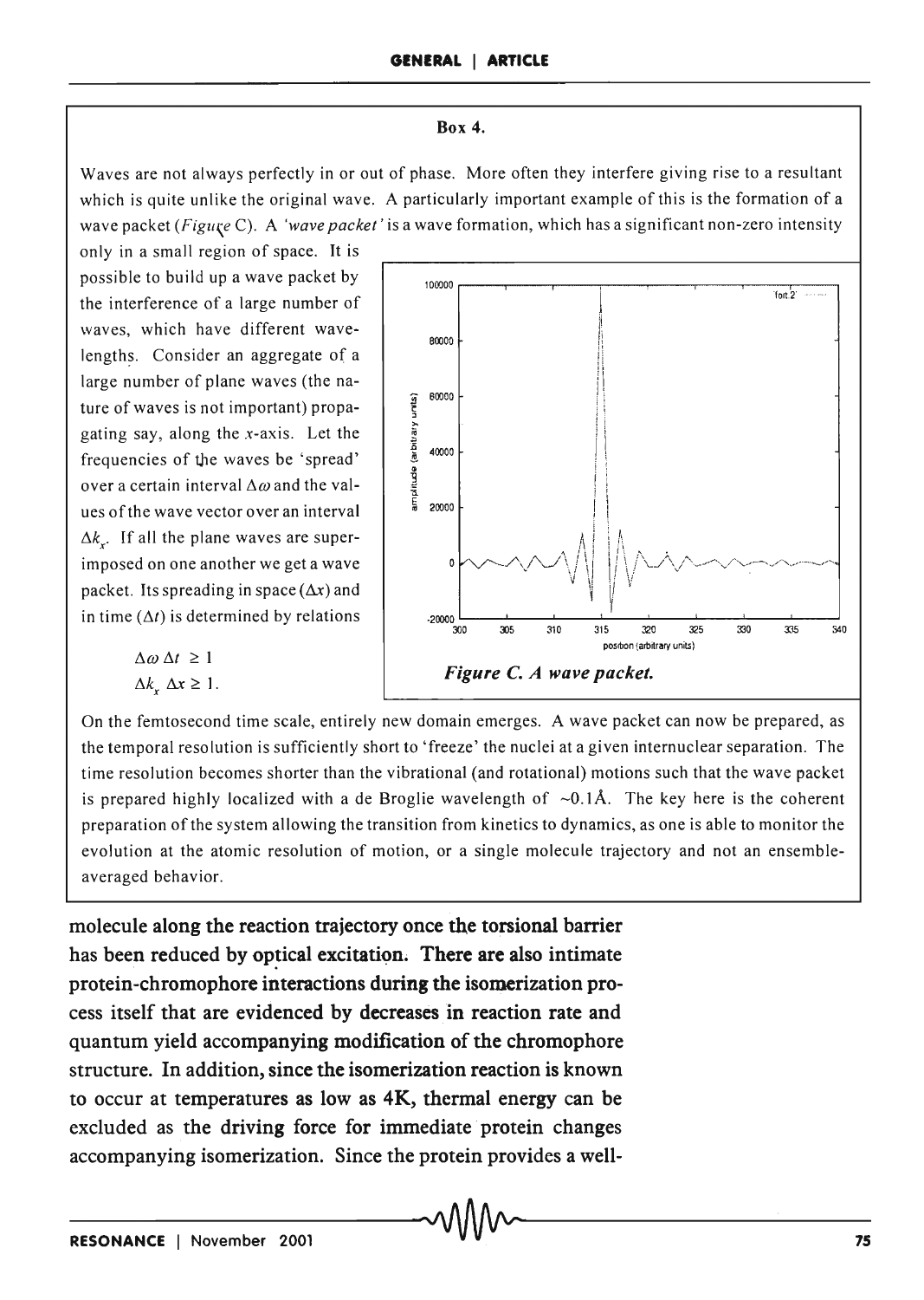**Box 4.**

Waves are not always perfectly in or out of phase. More often they interfere giving rise to a resultant which is quite unlike the original wave. A particularly important example of this is the formation of a wave packet (*Figure* C). A *'wave packet'* is a wave formation, which has a significant non-zero intensity only in a small region of space. It is possible to build up a wave packet by the interference of a large number of waves, which have different wavelengths. Consider an aggregate of a large number of plane waves (the nature of waves is not important) propagating say, along the $x$-axis. Let the frequencies of the waves be 'spread' over a certain interval $\Delta\omega$ and the values of the wave vector over an interval $\Delta k_x$. If all the plane waves are superimposed on one another we get a wave packet. Its spreading in space ($\Delta x$) and in time ($\Delta t$) is determined by relations

$$\Delta\omega \, \Delta t \geq 1$$

$$\Delta k_x \, \Delta x \geq 1.$$

*Figure C. A wave packet.*

On the femtosecond time scale, entirely new domain emerges. A wave packet can now be prepared, as the temporal resolution is sufficiently short to 'freeze' the nuclei at a given internuclear separation. The time resolution becomes shorter than the vibrational (and rotational) motions such that the wave packet is prepared highly localized with a de Broglie wavelength of ~0.1Å. The key here is the coherent preparation of the system allowing the transition from kinetics to dynamics, as one is able to monitor the evolution at the atomic resolution of motion, or a single molecule trajectory and not an ensemble-averaged behavior.

molecule along the reaction trajectory once the torsional barrier has been reduced by optical excitation. There are also intimate protein-chromophore interactions during the isomerization process itself that are evidenced by decreases in reaction rate and quantum yield accompanying modification of the chromophore structure. In addition, since the isomerization reaction is known to occur at temperatures as low as 4K, thermal energy can be excluded as the driving force for immediate protein changes accompanying isomerization. Since the protein provides a well-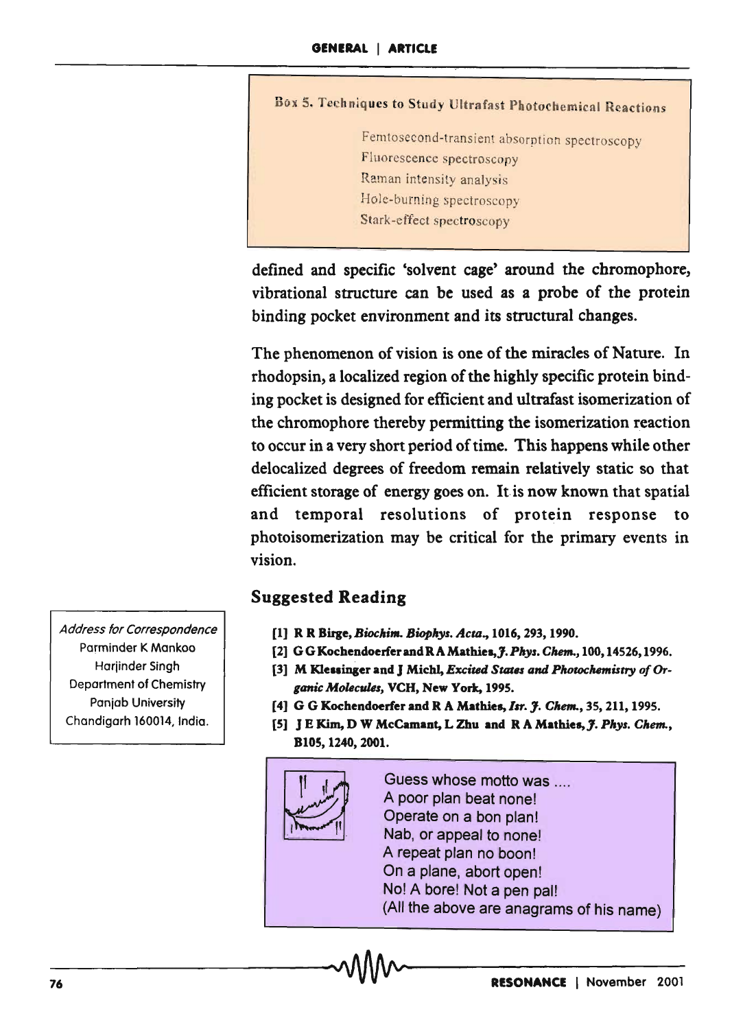Box 5. Techniques to Study Ultrafast Photochemical Reactions

Femtosecond-transient absorption spectroscopy
Fluorescence spectroscopy
Raman intensity analysis
Hole-burning spectroscopy
Stark-effect spectroscopy

defined and specific 'solvent cage' around the chromophore, vibrational structure can be used as a probe of the protein binding pocket environment and its structural changes.

The phenomenon of vision is one of the miracles of Nature. In rhodopsin, a localized region of the highly specific protein binding pocket is designed for efficient and ultrafast isomerization of the chromophore thereby permitting the isomerization reaction to occur in a very short period of time. This happens while other delocalized degrees of freedom remain relatively static so that efficient storage of energy goes on. It is now known that spatial and temporal resolutions of protein response to photoisomerization may be critical for the primary events in vision.

## Suggested Reading

[1] **R R Birge, *Biochim. Biophys. Acta.*, 1016, 293, 1990.**

[2] **G G Kochendoerfer and R A Mathies, *J. Phys. Chem.*, 100, 14526, 1996.**

[3] **M Klessinger and J Michl, *Excited States and Photochemistry of Organic Molecules*, VCH, New York, 1995.**

[4] **G G Kochendoerfer and R A Mathies, *Isr. J. Chem.*, 35, 211, 1995.**

[5] **J E Kim, D W McCamant, L Zhu and R A Mathies, *J. Phys. Chem.*, B105, 1240, 2001.**

*Address for Correspondence*
Parminder K Mankoo
Harjinder Singh
Department of Chemistry
Panjab University
Chandigarh 160014, India.

Guess whose motto was ....
A poor plan beat none!
Operate on a bon plan!
Nab, or appeal to none!
A repeat plan no boon!
On a plane, abort open!
No! A bore! Not a pen pal!
(All the above are anagrams of his name)